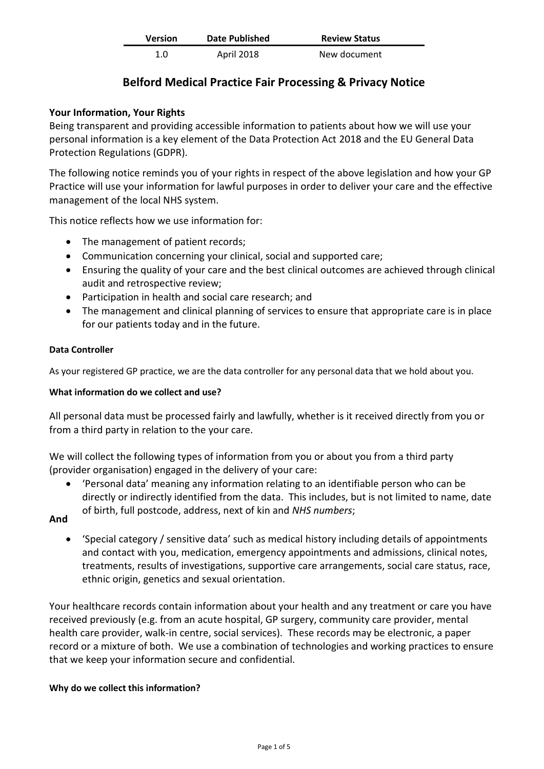| Version | Date Published | Review Status |
| --- | --- | --- |
| 1.0 | April 2018 | New document |

# Belford Medical Practice Fair Processing & Privacy Notice

## Your Information, Your Rights

Being transparent and providing accessible information to patients about how we will use your personal information is a key element of the Data Protection Act 2018 and the EU General Data Protection Regulations (GDPR).

The following notice reminds you of your rights in respect of the above legislation and how your GP Practice will use your information for lawful purposes in order to deliver your care and the effective management of the local NHS system.

This notice reflects how we use information for:

- The management of patient records;
- Communication concerning your clinical, social and supported care;
- Ensuring the quality of your care and the best clinical outcomes are achieved through clinical audit and retrospective review;
- Participation in health and social care research; and
- The management and clinical planning of services to ensure that appropriate care is in place for our patients today and in the future.

### Data Controller

As your registered GP practice, we are the data controller for any personal data that we hold about you.

### What information do we collect and use?

All personal data must be processed fairly and lawfully, whether is it received directly from you or from a third party in relation to the your care.

We will collect the following types of information from you or about you from a third party (provider organisation) engaged in the delivery of your care:

- 'Personal data' meaning any information relating to an identifiable person who can be directly or indirectly identified from the data. This includes, but is not limited to name, date of birth, full postcode, address, next of kin and *NHS numbers*;

**And**

- 'Special category / sensitive data' such as medical history including details of appointments and contact with you, medication, emergency appointments and admissions, clinical notes, treatments, results of investigations, supportive care arrangements, social care status, race, ethnic origin, genetics and sexual orientation.

Your healthcare records contain information about your health and any treatment or care you have received previously (e.g. from an acute hospital, GP surgery, community care provider, mental health care provider, walk-in centre, social services). These records may be electronic, a paper record or a mixture of both. We use a combination of technologies and working practices to ensure that we keep your information secure and confidential.

### Why do we collect this information?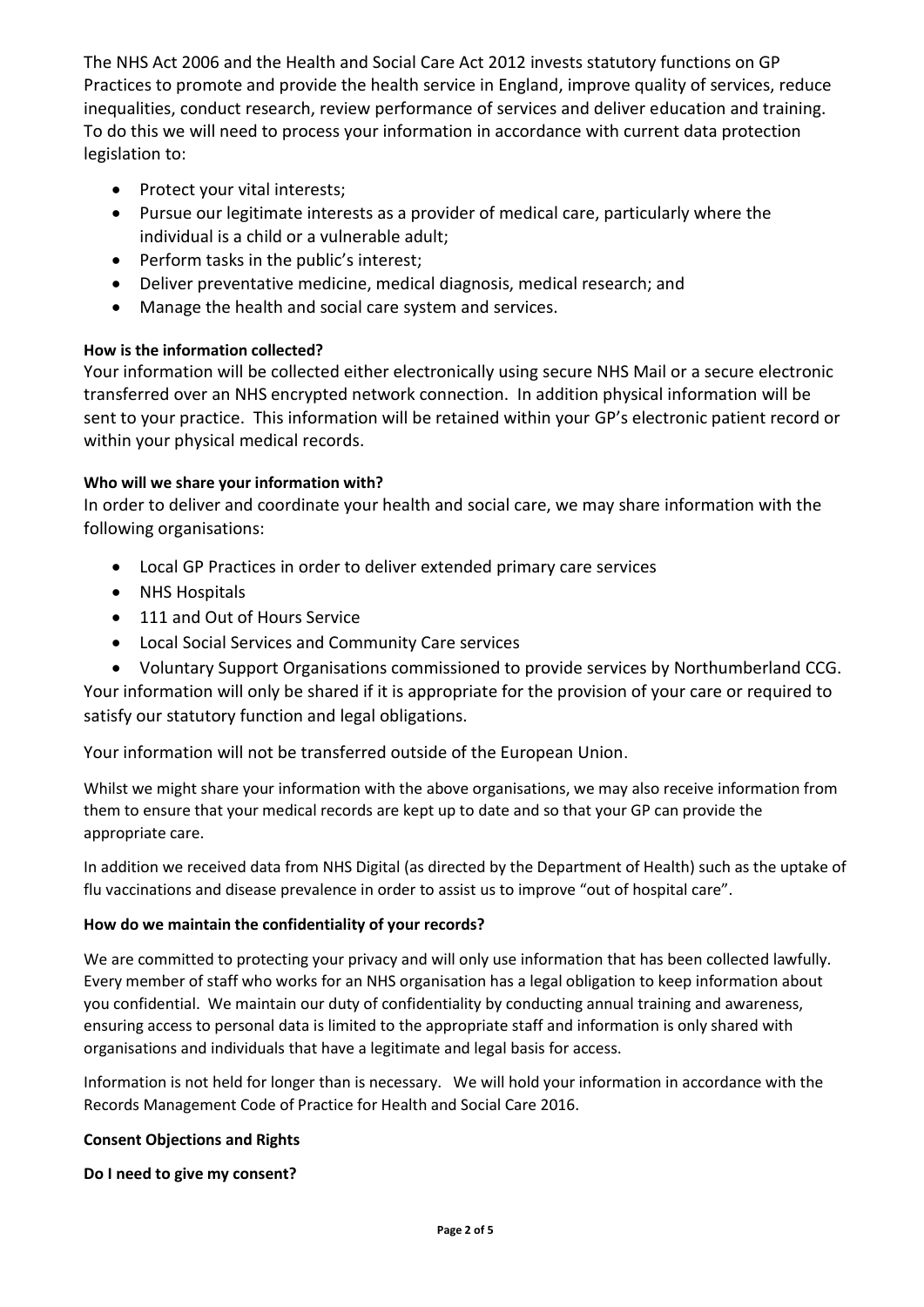The NHS Act 2006 and the Health and Social Care Act 2012 invests statutory functions on GP Practices to promote and provide the health service in England, improve quality of services, reduce inequalities, conduct research, review performance of services and deliver education and training. To do this we will need to process your information in accordance with current data protection legislation to:

- Protect your vital interests;
- Pursue our legitimate interests as a provider of medical care, particularly where the individual is a child or a vulnerable adult;
- Perform tasks in the public's interest;
- Deliver preventative medicine, medical diagnosis, medical research; and
- Manage the health and social care system and services.

**How is the information collected?**

Your information will be collected either electronically using secure NHS Mail or a secure electronic transferred over an NHS encrypted network connection. In addition physical information will be sent to your practice. This information will be retained within your GP's electronic patient record or within your physical medical records.

**Who will we share your information with?**

In order to deliver and coordinate your health and social care, we may share information with the following organisations:

- Local GP Practices in order to deliver extended primary care services
- NHS Hospitals
- 111 and Out of Hours Service
- Local Social Services and Community Care services
- Voluntary Support Organisations commissioned to provide services by Northumberland CCG.

Your information will only be shared if it is appropriate for the provision of your care or required to satisfy our statutory function and legal obligations.

Your information will not be transferred outside of the European Union.

Whilst we might share your information with the above organisations, we may also receive information from them to ensure that your medical records are kept up to date and so that your GP can provide the appropriate care.

In addition we received data from NHS Digital (as directed by the Department of Health) such as the uptake of flu vaccinations and disease prevalence in order to assist us to improve "out of hospital care".

**How do we maintain the confidentiality of your records?**

We are committed to protecting your privacy and will only use information that has been collected lawfully. Every member of staff who works for an NHS organisation has a legal obligation to keep information about you confidential. We maintain our duty of confidentiality by conducting annual training and awareness, ensuring access to personal data is limited to the appropriate staff and information is only shared with organisations and individuals that have a legitimate and legal basis for access.

Information is not held for longer than is necessary. We will hold your information in accordance with the Records Management Code of Practice for Health and Social Care 2016.

**Consent Objections and Rights**

**Do I need to give my consent?**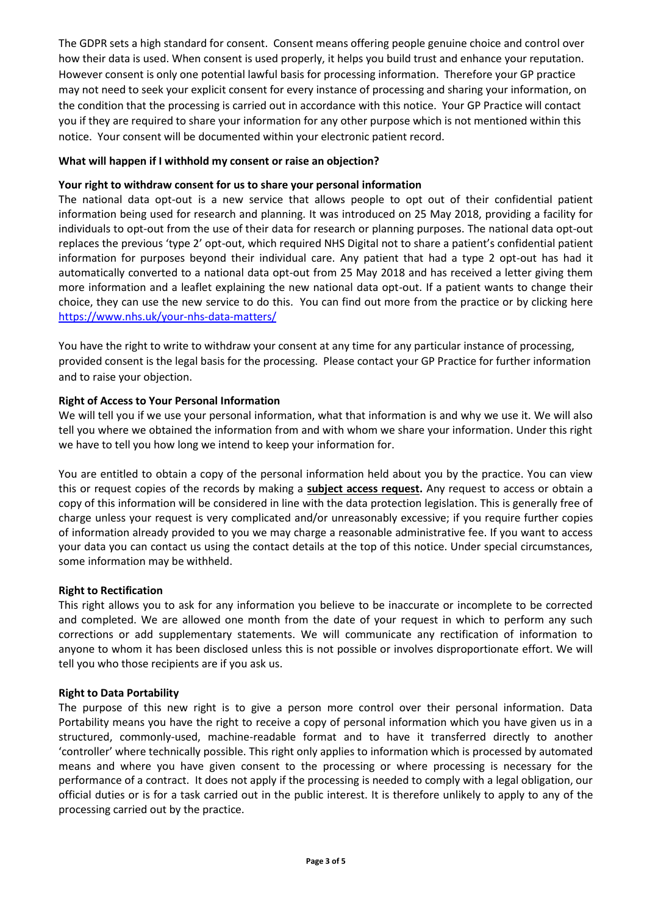The GDPR sets a high standard for consent. Consent means offering people genuine choice and control over how their data is used. When consent is used properly, it helps you build trust and enhance your reputation. However consent is only one potential lawful basis for processing information. Therefore your GP practice may not need to seek your explicit consent for every instance of processing and sharing your information, on the condition that the processing is carried out in accordance with this notice. Your GP Practice will contact you if they are required to share your information for any other purpose which is not mentioned within this notice. Your consent will be documented within your electronic patient record.

**What will happen if I withhold my consent or raise an objection?**

**Your right to withdraw consent for us to share your personal information**

The national data opt-out is a new service that allows people to opt out of their confidential patient information being used for research and planning. It was introduced on 25 May 2018, providing a facility for individuals to opt-out from the use of their data for research or planning purposes. The national data opt-out replaces the previous 'type 2' opt-out, which required NHS Digital not to share a patient's confidential patient information for purposes beyond their individual care. Any patient that had a type 2 opt-out has had it automatically converted to a national data opt-out from 25 May 2018 and has received a letter giving them more information and a leaflet explaining the new national data opt-out. If a patient wants to change their choice, they can use the new service to do this. You can find out more from the practice or by clicking here https://www.nhs.uk/your-nhs-data-matters/

You have the right to write to withdraw your consent at any time for any particular instance of processing, provided consent is the legal basis for the processing. Please contact your GP Practice for further information and to raise your objection.

**Right of Access to Your Personal Information**

We will tell you if we use your personal information, what that information is and why we use it. We will also tell you where we obtained the information from and with whom we share your information. Under this right we have to tell you how long we intend to keep your information for.

You are entitled to obtain a copy of the personal information held about you by the practice. You can view this or request copies of the records by making a **subject access request.** Any request to access or obtain a copy of this information will be considered in line with the data protection legislation. This is generally free of charge unless your request is very complicated and/or unreasonably excessive; if you require further copies of information already provided to you we may charge a reasonable administrative fee. If you want to access your data you can contact us using the contact details at the top of this notice. Under special circumstances, some information may be withheld.

**Right to Rectification**

This right allows you to ask for any information you believe to be inaccurate or incomplete to be corrected and completed. We are allowed one month from the date of your request in which to perform any such corrections or add supplementary statements. We will communicate any rectification of information to anyone to whom it has been disclosed unless this is not possible or involves disproportionate effort. We will tell you who those recipients are if you ask us.

**Right to Data Portability**

The purpose of this new right is to give a person more control over their personal information. Data Portability means you have the right to receive a copy of personal information which you have given us in a structured, commonly-used, machine-readable format and to have it transferred directly to another 'controller' where technically possible. This right only applies to information which is processed by automated means and where you have given consent to the processing or where processing is necessary for the performance of a contract. It does not apply if the processing is needed to comply with a legal obligation, our official duties or is for a task carried out in the public interest. It is therefore unlikely to apply to any of the processing carried out by the practice.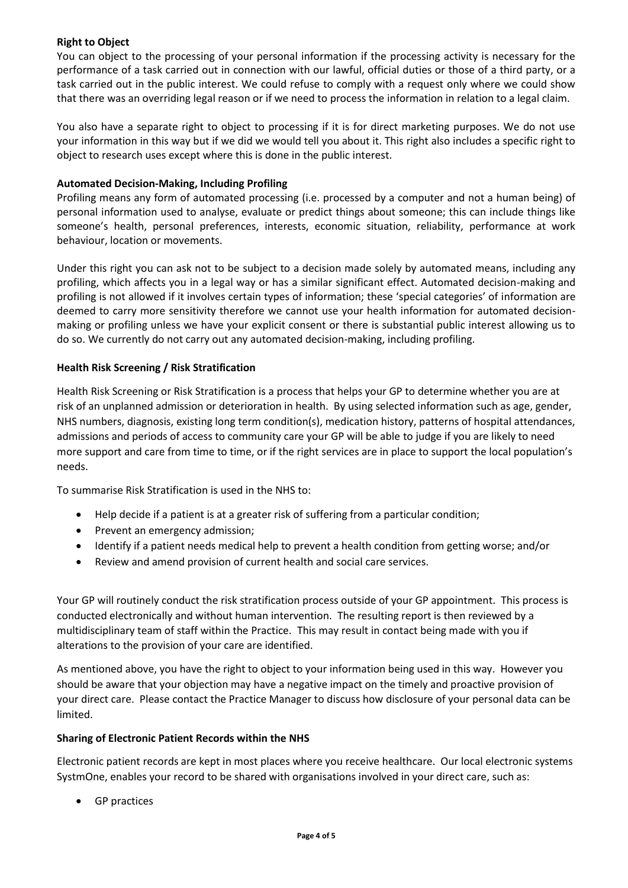**Right to Object**

You can object to the processing of your personal information if the processing activity is necessary for the performance of a task carried out in connection with our lawful, official duties or those of a third party, or a task carried out in the public interest. We could refuse to comply with a request only where we could show that there was an overriding legal reason or if we need to process the information in relation to a legal claim.

You also have a separate right to object to processing if it is for direct marketing purposes. We do not use your information in this way but if we did we would tell you about it. This right also includes a specific right to object to research uses except where this is done in the public interest.

**Automated Decision-Making, Including Profiling**

Profiling means any form of automated processing (i.e. processed by a computer and not a human being) of personal information used to analyse, evaluate or predict things about someone; this can include things like someone's health, personal preferences, interests, economic situation, reliability, performance at work behaviour, location or movements.

Under this right you can ask not to be subject to a decision made solely by automated means, including any profiling, which affects you in a legal way or has a similar significant effect. Automated decision-making and profiling is not allowed if it involves certain types of information; these 'special categories' of information are deemed to carry more sensitivity therefore we cannot use your health information for automated decision-making or profiling unless we have your explicit consent or there is substantial public interest allowing us to do so. We currently do not carry out any automated decision-making, including profiling.

**Health Risk Screening / Risk Stratification**

Health Risk Screening or Risk Stratification is a process that helps your GP to determine whether you are at risk of an unplanned admission or deterioration in health. By using selected information such as age, gender, NHS numbers, diagnosis, existing long term condition(s), medication history, patterns of hospital attendances, admissions and periods of access to community care your GP will be able to judge if you are likely to need more support and care from time to time, or if the right services are in place to support the local population's needs.

To summarise Risk Stratification is used in the NHS to:

- Help decide if a patient is at a greater risk of suffering from a particular condition;
- Prevent an emergency admission;
- Identify if a patient needs medical help to prevent a health condition from getting worse; and/or
- Review and amend provision of current health and social care services.

Your GP will routinely conduct the risk stratification process outside of your GP appointment. This process is conducted electronically and without human intervention. The resulting report is then reviewed by a multidisciplinary team of staff within the Practice. This may result in contact being made with you if alterations to the provision of your care are identified.

As mentioned above, you have the right to object to your information being used in this way. However you should be aware that your objection may have a negative impact on the timely and proactive provision of your direct care. Please contact the Practice Manager to discuss how disclosure of your personal data can be limited.

**Sharing of Electronic Patient Records within the NHS**

Electronic patient records are kept in most places where you receive healthcare. Our local electronic systems SystmOne, enables your record to be shared with organisations involved in your direct care, such as:

- GP practices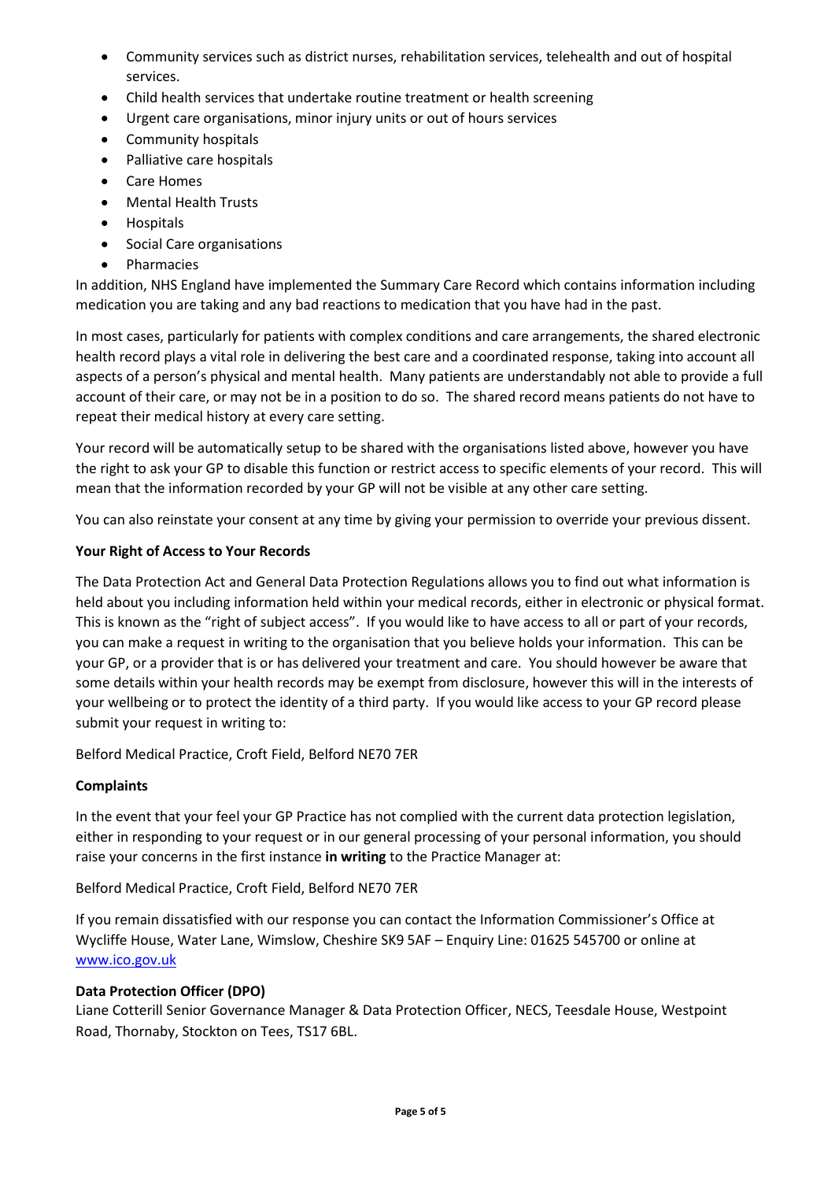- Community services such as district nurses, rehabilitation services, telehealth and out of hospital services.
- Child health services that undertake routine treatment or health screening
- Urgent care organisations, minor injury units or out of hours services
- Community hospitals
- Palliative care hospitals
- Care Homes
- Mental Health Trusts
- Hospitals
- Social Care organisations
- Pharmacies

In addition, NHS England have implemented the Summary Care Record which contains information including medication you are taking and any bad reactions to medication that you have had in the past.

In most cases, particularly for patients with complex conditions and care arrangements, the shared electronic health record plays a vital role in delivering the best care and a coordinated response, taking into account all aspects of a person's physical and mental health. Many patients are understandably not able to provide a full account of their care, or may not be in a position to do so. The shared record means patients do not have to repeat their medical history at every care setting.

Your record will be automatically setup to be shared with the organisations listed above, however you have the right to ask your GP to disable this function or restrict access to specific elements of your record. This will mean that the information recorded by your GP will not be visible at any other care setting.

You can also reinstate your consent at any time by giving your permission to override your previous dissent.

**Your Right of Access to Your Records**

The Data Protection Act and General Data Protection Regulations allows you to find out what information is held about you including information held within your medical records, either in electronic or physical format. This is known as the "right of subject access". If you would like to have access to all or part of your records, you can make a request in writing to the organisation that you believe holds your information. This can be your GP, or a provider that is or has delivered your treatment and care. You should however be aware that some details within your health records may be exempt from disclosure, however this will in the interests of your wellbeing or to protect the identity of a third party. If you would like access to your GP record please submit your request in writing to:

Belford Medical Practice, Croft Field, Belford NE70 7ER

**Complaints**

In the event that your feel your GP Practice has not complied with the current data protection legislation, either in responding to your request or in our general processing of your personal information, you should raise your concerns in the first instance **in writing** to the Practice Manager at:

Belford Medical Practice, Croft Field, Belford NE70 7ER

If you remain dissatisfied with our response you can contact the Information Commissioner's Office at Wycliffe House, Water Lane, Wimslow, Cheshire SK9 5AF – Enquiry Line: 01625 545700 or online at [www.ico.gov.uk](www.ico.gov.uk)

**Data Protection Officer (DPO)**

Liane Cotterill Senior Governance Manager & Data Protection Officer, NECS, Teesdale House, Westpoint Road, Thornaby, Stockton on Tees, TS17 6BL.